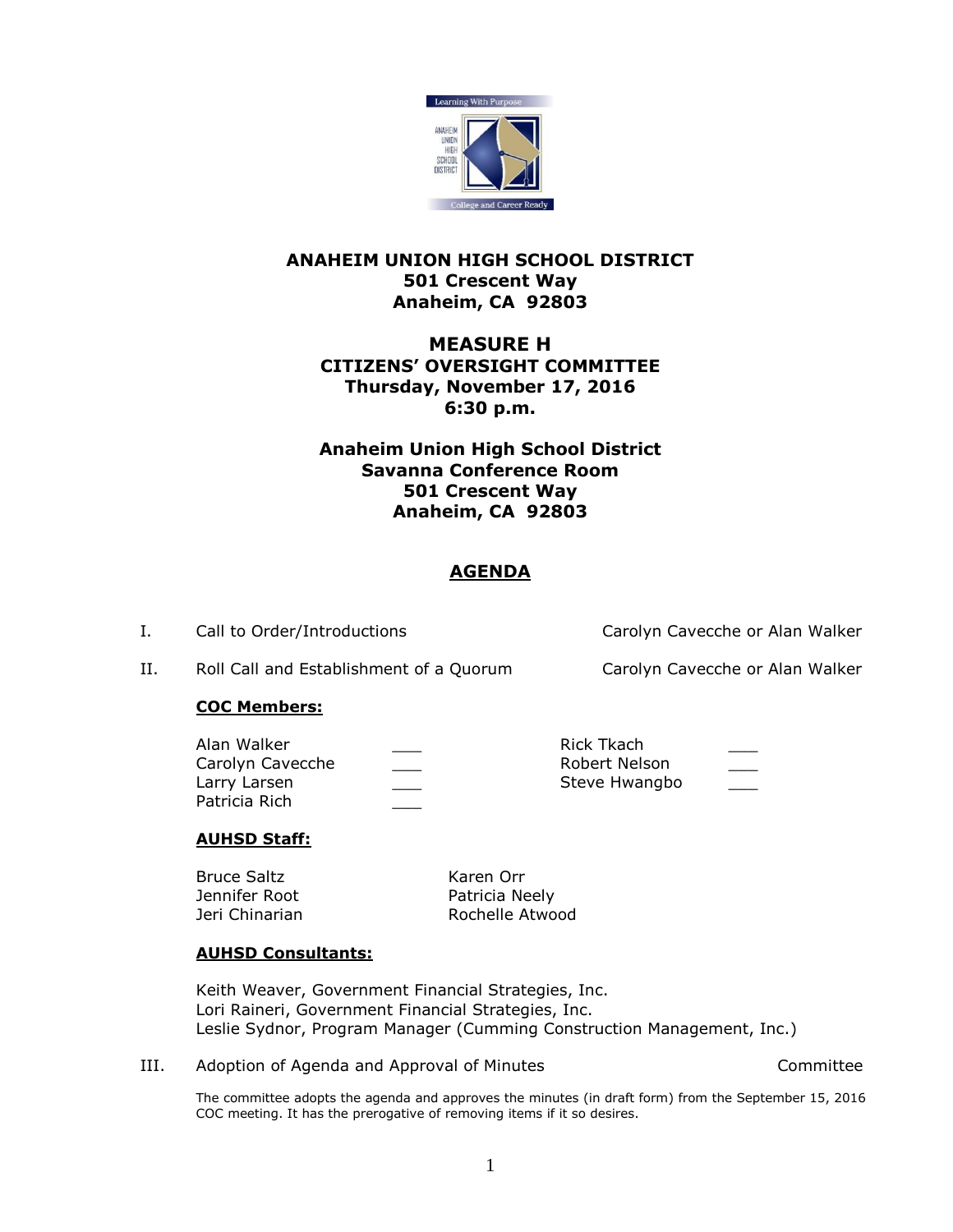**ANANHEIM UNION HIGH SCHOOL DISTRICT**

**501 Crescent Way**

**Anaheim, CA 92803**

## MEASURE H

**CITIZENS' OVERSIGHT COMMITTEE**

**Thursday, November 17, 2016**

**6:30 p.m.**

**Anaheim Union High School District**

**Savanna Conference Room**

**501 Crescent Way**

**Anaheim, CA 92803**

## AGENDA

I. Call to Order/Introductions — Carolyn Cavecche or Alan Walker

II. Roll Call and Establishment of a Quorum — Carolyn Cavecche or Alan Walker

**COC Members:**

| | | | |
|---|---|---|---|
| Alan Walker | ___ | Rick Tkach | ___ |
| Carolyn Cavecche | ___ | Robert Nelson | ___ |
| Larry Larsen | ___ | Steve Hwangbo | ___ |
| Patricia Rich | ___ | | |

**AUHSD Staff:**

| | |
|---|---|
| Bruce Saltz | Karen Orr |
| Jennifer Root | Patricia Neely |
| Jeri Chinarian | Rochelle Atwood |

**AUHSD Consultants:**

Keith Weaver, Government Financial Strategies, Inc.
Lori Raineri, Government Financial Strategies, Inc.
Leslie Sydnor, Program Manager (Cumming Construction Management, Inc.)

III. Adoption of Agenda and Approval of Minutes — Committee

The committee adopts the agenda and approves the minutes (in draft form) from the September 15, 2016 COC meeting. It has the prerogative of removing items if it so desires.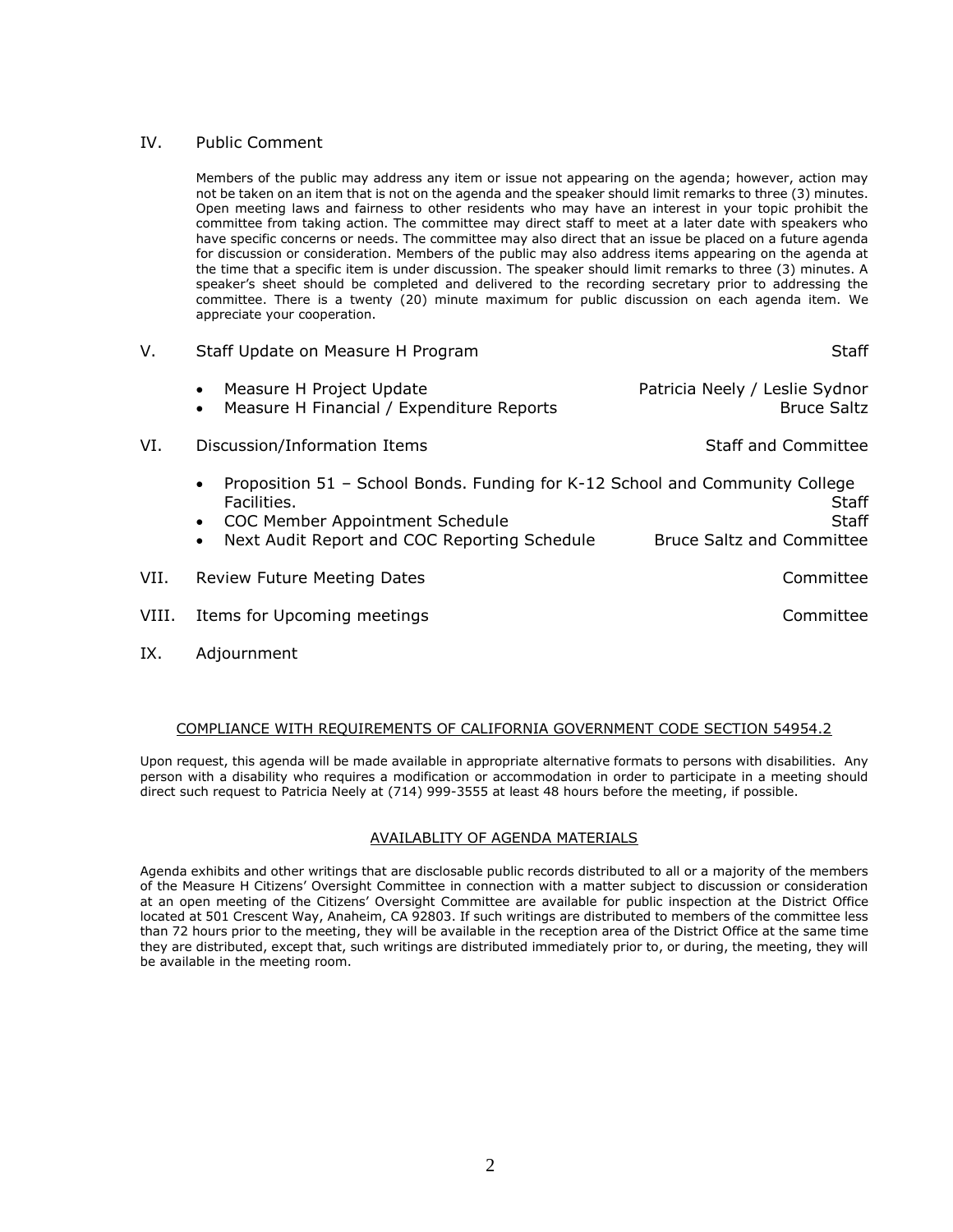IV. Public Comment

Members of the public may address any item or issue not appearing on the agenda; however, action may not be taken on an item that is not on the agenda and the speaker should limit remarks to three (3) minutes. Open meeting laws and fairness to other residents who may have an interest in your topic prohibit the committee from taking action. The committee may direct staff to meet at a later date with speakers who have specific concerns or needs. The committee may also direct that an issue be placed on a future agenda for discussion or consideration. Members of the public may also address items appearing on the agenda at the time that a specific item is under discussion. The speaker should limit remarks to three (3) minutes. A speaker's sheet should be completed and delivered to the recording secretary prior to addressing the committee. There is a twenty (20) minute maximum for public discussion on each agenda item. We appreciate your cooperation.

V. Staff Update on Measure H Program — Staff

- Measure H Project Update — Patricia Neely / Leslie Sydnor
- Measure H Financial / Expenditure Reports — Bruce Saltz

VI. Discussion/Information Items — Staff and Committee

- Proposition 51 – School Bonds. Funding for K-12 School and Community College Facilities. — Staff
- COC Member Appointment Schedule — Staff
- Next Audit Report and COC Reporting Schedule — Bruce Saltz and Committee

VII. Review Future Meeting Dates — Committee

VIII. Items for Upcoming meetings — Committee

IX. Adjournment

COMPLIANCE WITH REQUIREMENTS OF CALIFORNIA GOVERNMENT CODE SECTION 54954.2

Upon request, this agenda will be made available in appropriate alternative formats to persons with disabilities. Any person with a disability who requires a modification or accommodation in order to participate in a meeting should direct such request to Patricia Neely at (714) 999-3555 at least 48 hours before the meeting, if possible.

AVAILABLITY OF AGENDA MATERIALS

Agenda exhibits and other writings that are disclosable public records distributed to all or a majority of the members of the Measure H Citizens' Oversight Committee in connection with a matter subject to discussion or consideration at an open meeting of the Citizens' Oversight Committee are available for public inspection at the District Office located at 501 Crescent Way, Anaheim, CA 92803. If such writings are distributed to members of the committee less than 72 hours prior to the meeting, they will be available in the reception area of the District Office at the same time they are distributed, except that, such writings are distributed immediately prior to, or during, the meeting, they will be available in the meeting room.